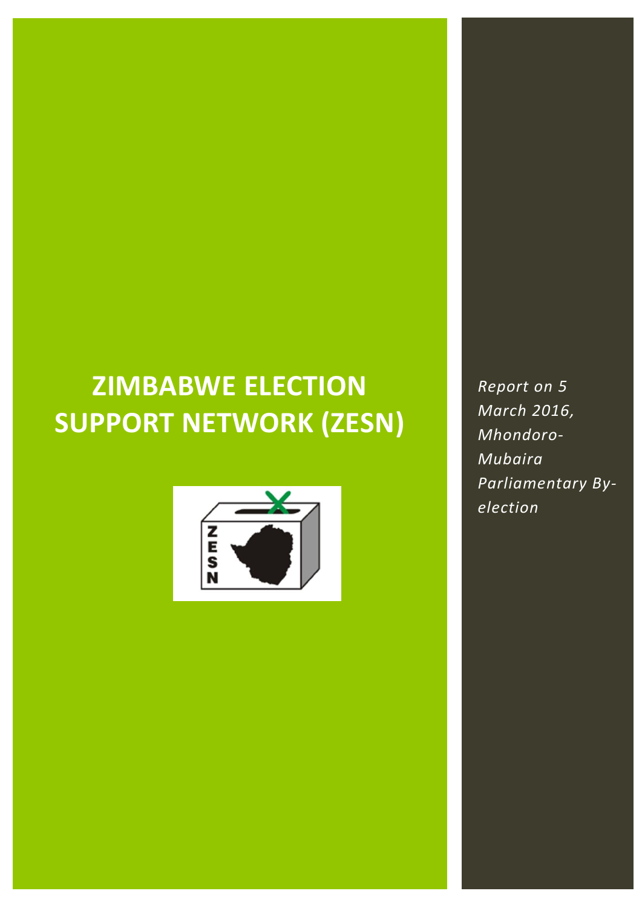# ZIMBABWE ELECTION SUPPORT NETWORK (ZESN)

*Report on 5 March 2016, Mhondoro-Mubaira Parliamentary By-election*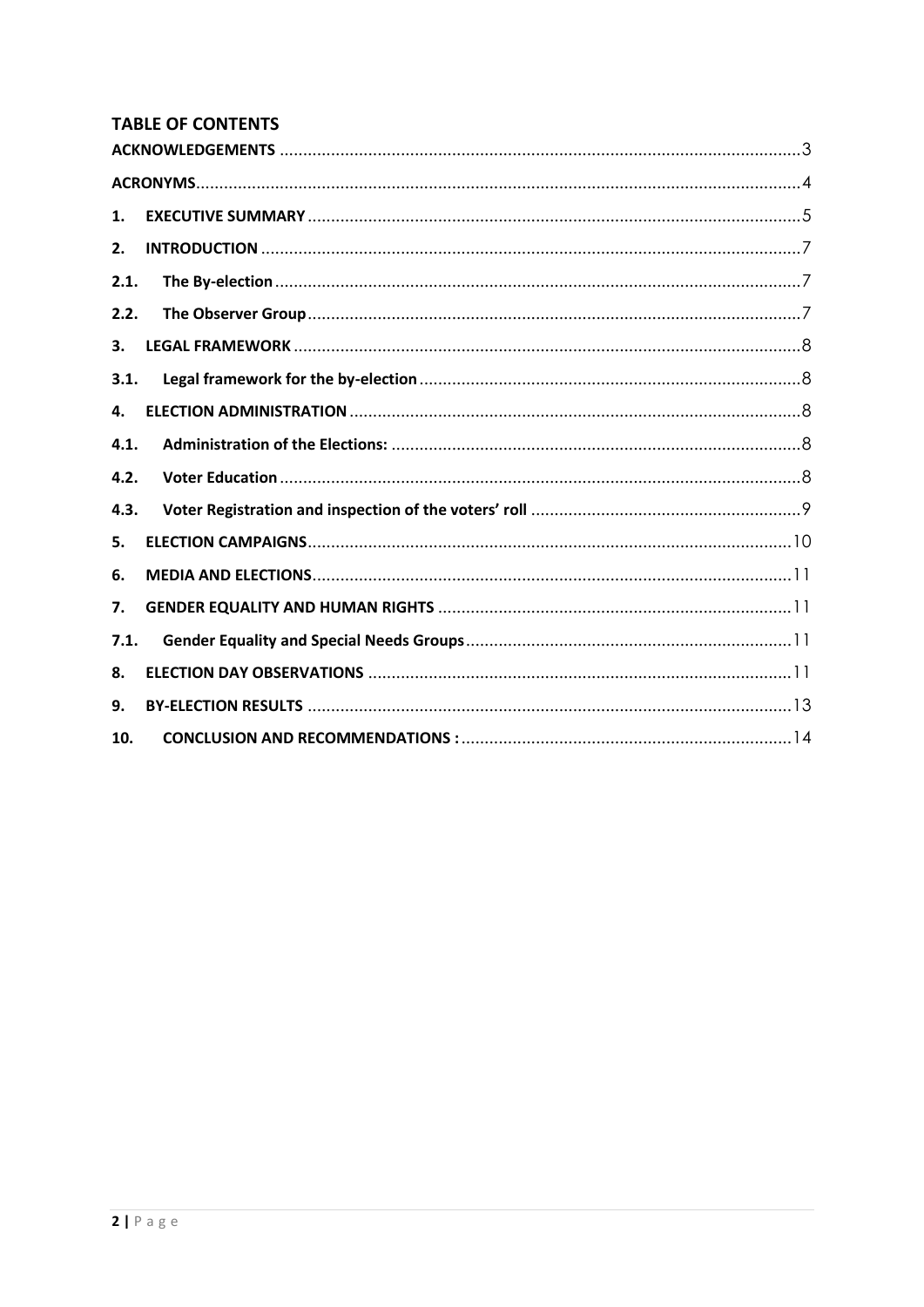## TABLE OF CONTENTS

**ACKNOWLEDGEMENTS** ..... 3

**ACRONYMS** ..... 4

**1. EXECUTIVE SUMMARY** ..... 5

**2. INTRODUCTION** ..... 7

**2.1. The By-election** ..... 7

**2.2. The Observer Group** ..... 7

**3. LEGAL FRAMEWORK** ..... 8

**3.1. Legal framework for the by-election** ..... 8

**4. ELECTION ADMINISTRATION** ..... 8

**4.1. Administration of the Elections:** ..... 8

**4.2. Voter Education** ..... 8

**4.3. Voter Registration and inspection of the voters' roll** ..... 9

**5. ELECTION CAMPAIGNS** ..... 10

**6. MEDIA AND ELECTIONS** ..... 11

**7. GENDER EQUALITY AND HUMAN RIGHTS** ..... 11

**7.1. Gender Equality and Special Needs Groups** ..... 11

**8. ELECTION DAY OBSERVATIONS** ..... 11

**9. BY-ELECTION RESULTS** ..... 13

**10. CONCLUSION AND RECOMMENDATIONS :** ..... 14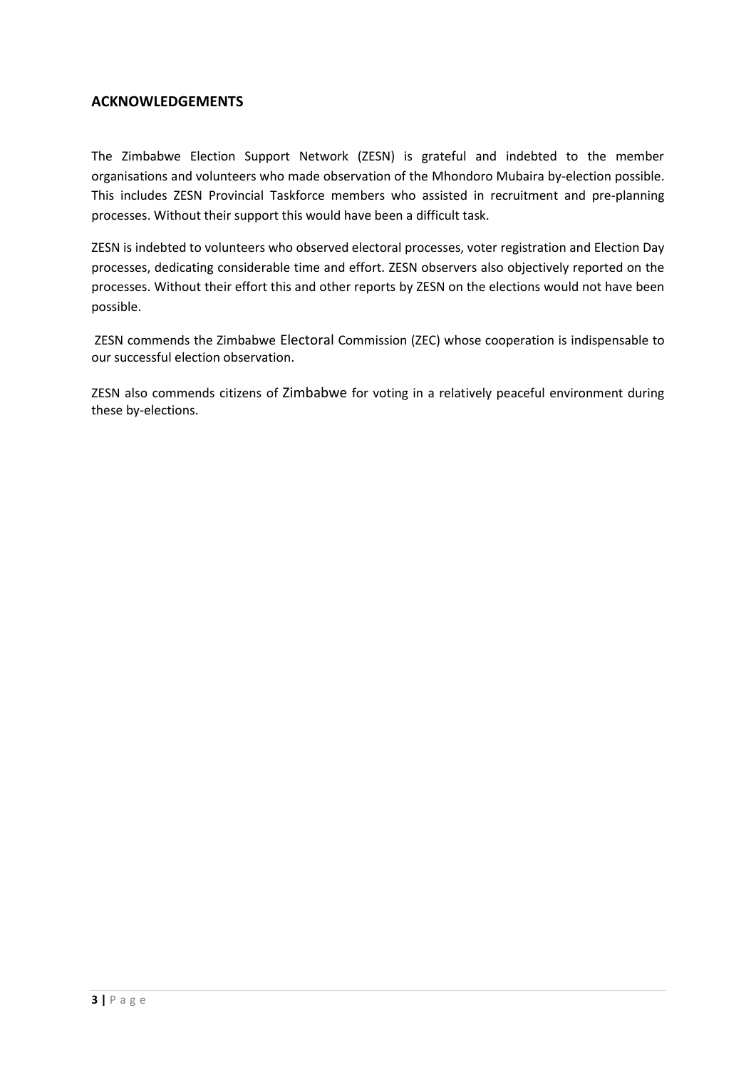## ACKNOWLEDGEMENTS

The Zimbabwe Election Support Network (ZESN) is grateful and indebted to the member organisations and volunteers who made observation of the Mhondoro Mubaira by-election possible. This includes ZESN Provincial Taskforce members who assisted in recruitment and pre-planning processes. Without their support this would have been a difficult task.

ZESN is indebted to volunteers who observed electoral processes, voter registration and Election Day processes, dedicating considerable time and effort. ZESN observers also objectively reported on the processes. Without their effort this and other reports by ZESN on the elections would not have been possible.

ZESN commends the Zimbabwe Electoral Commission (ZEC) whose cooperation is indispensable to our successful election observation.

ZESN also commends citizens of Zimbabwe for voting in a relatively peaceful environment during these by-elections.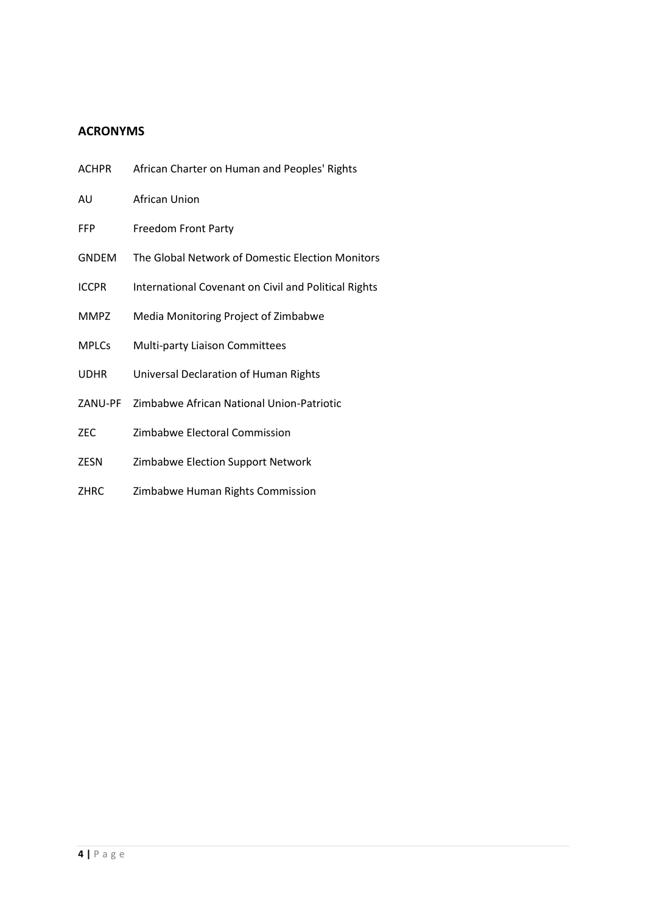## ACRONYMS

| | |
|---|---|
| ACHPR | African Charter on Human and Peoples' Rights |
| AU | African Union |
| FFP | Freedom Front Party |
| GNDEM | The Global Network of Domestic Election Monitors |
| ICCPR | International Covenant on Civil and Political Rights |
| MMPZ | Media Monitoring Project of Zimbabwe |
| MPLCs | Multi-party Liaison Committees |
| UDHR | Universal Declaration of Human Rights |
| ZANU-PF | Zimbabwe African National Union-Patriotic |
| ZEC | Zimbabwe Electoral Commission |
| ZESN | Zimbabwe Election Support Network |
| ZHRC | Zimbabwe Human Rights Commission |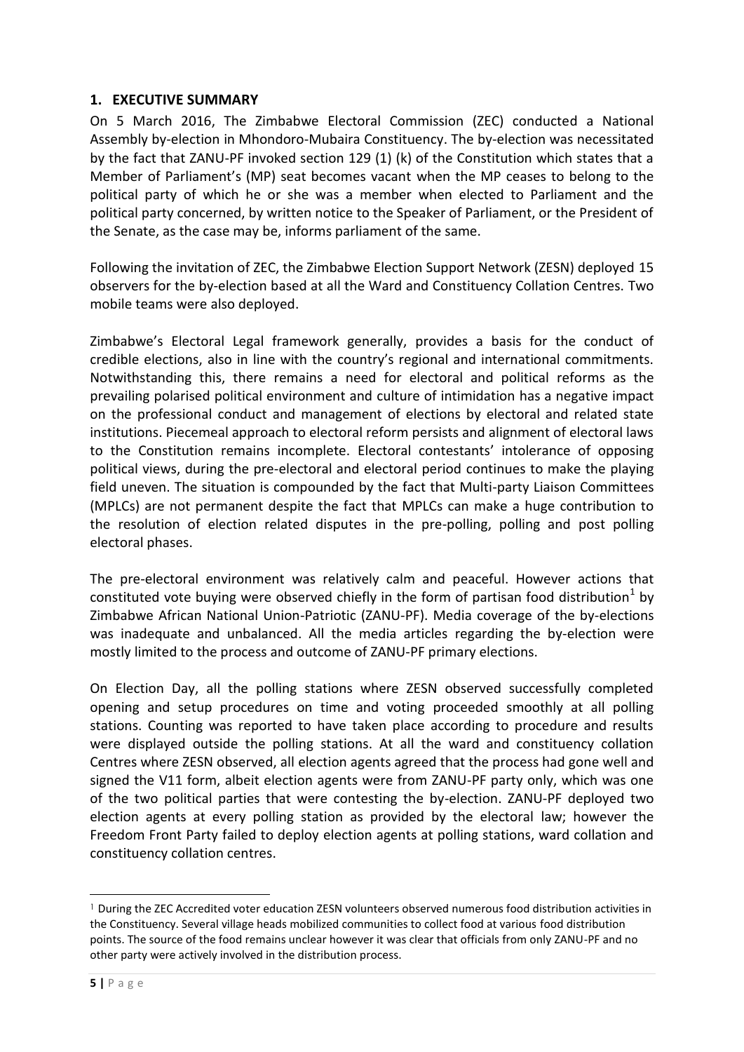## 1. EXECUTIVE SUMMARY

On 5 March 2016, The Zimbabwe Electoral Commission (ZEC) conducted a National Assembly by-election in Mhondoro-Mubaira Constituency. The by-election was necessitated by the fact that ZANU-PF invoked section 129 (1) (k) of the Constitution which states that a Member of Parliament's (MP) seat becomes vacant when the MP ceases to belong to the political party of which he or she was a member when elected to Parliament and the political party concerned, by written notice to the Speaker of Parliament, or the President of the Senate, as the case may be, informs parliament of the same.

Following the invitation of ZEC, the Zimbabwe Election Support Network (ZESN) deployed 15 observers for the by-election based at all the Ward and Constituency Collation Centres. Two mobile teams were also deployed.

Zimbabwe's Electoral Legal framework generally, provides a basis for the conduct of credible elections, also in line with the country's regional and international commitments. Notwithstanding this, there remains a need for electoral and political reforms as the prevailing polarised political environment and culture of intimidation has a negative impact on the professional conduct and management of elections by electoral and related state institutions. Piecemeal approach to electoral reform persists and alignment of electoral laws to the Constitution remains incomplete. Electoral contestants' intolerance of opposing political views, during the pre-electoral and electoral period continues to make the playing field uneven. The situation is compounded by the fact that Multi-party Liaison Committees (MPLCs) are not permanent despite the fact that MPLCs can make a huge contribution to the resolution of election related disputes in the pre-polling, polling and post polling electoral phases.

The pre-electoral environment was relatively calm and peaceful. However actions that constituted vote buying were observed chiefly in the form of partisan food distribution[1] by Zimbabwe African National Union-Patriotic (ZANU-PF). Media coverage of the by-elections was inadequate and unbalanced. All the media articles regarding the by-election were mostly limited to the process and outcome of ZANU-PF primary elections.

On Election Day, all the polling stations where ZESN observed successfully completed opening and setup procedures on time and voting proceeded smoothly at all polling stations. Counting was reported to have taken place according to procedure and results were displayed outside the polling stations. At all the ward and constituency collation Centres where ZESN observed, all election agents agreed that the process had gone well and signed the V11 form, albeit election agents were from ZANU-PF party only, which was one of the two political parties that were contesting the by-election. ZANU-PF deployed two election agents at every polling station as provided by the electoral law; however the Freedom Front Party failed to deploy election agents at polling stations, ward collation and constituency collation centres.

[1] During the ZEC Accredited voter education ZESN volunteers observed numerous food distribution activities in the Constituency. Several village heads mobilized communities to collect food at various food distribution points. The source of the food remains unclear however it was clear that officials from only ZANU-PF and no other party were actively involved in the distribution process.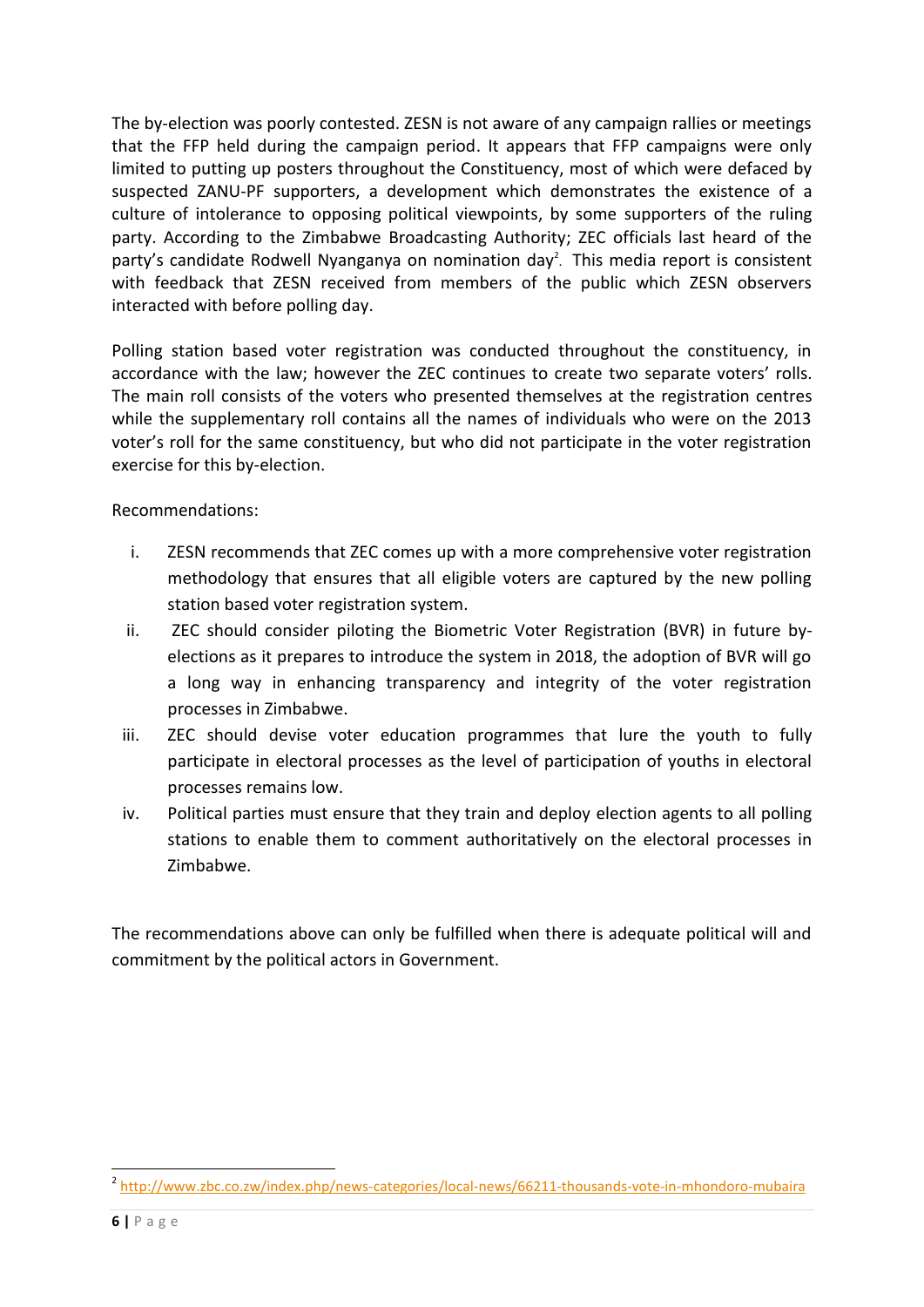The by-election was poorly contested. ZESN is not aware of any campaign rallies or meetings that the FFP held during the campaign period. It appears that FFP campaigns were only limited to putting up posters throughout the Constituency, most of which were defaced by suspected ZANU-PF supporters, a development which demonstrates the existence of a culture of intolerance to opposing political viewpoints, by some supporters of the ruling party. According to the Zimbabwe Broadcasting Authority; ZEC officials last heard of the party's candidate Rodwell Nyanganya on nomination day[2]. This media report is consistent with feedback that ZESN received from members of the public which ZESN observers interacted with before polling day.

Polling station based voter registration was conducted throughout the constituency, in accordance with the law; however the ZEC continues to create two separate voters' rolls. The main roll consists of the voters who presented themselves at the registration centres while the supplementary roll contains all the names of individuals who were on the 2013 voter's roll for the same constituency, but who did not participate in the voter registration exercise for this by-election.

Recommendations:

i. ZESN recommends that ZEC comes up with a more comprehensive voter registration methodology that ensures that all eligible voters are captured by the new polling station based voter registration system.
ii. ZEC should consider piloting the Biometric Voter Registration (BVR) in future by-elections as it prepares to introduce the system in 2018, the adoption of BVR will go a long way in enhancing transparency and integrity of the voter registration processes in Zimbabwe.
iii. ZEC should devise voter education programmes that lure the youth to fully participate in electoral processes as the level of participation of youths in electoral processes remains low.
iv. Political parties must ensure that they train and deploy election agents to all polling stations to enable them to comment authoritatively on the electoral processes in Zimbabwe.

The recommendations above can only be fulfilled when there is adequate political will and commitment by the political actors in Government.

---

[2] http://www.zbc.co.zw/index.php/news-categories/local-news/66211-thousands-vote-in-mhondoro-mubaira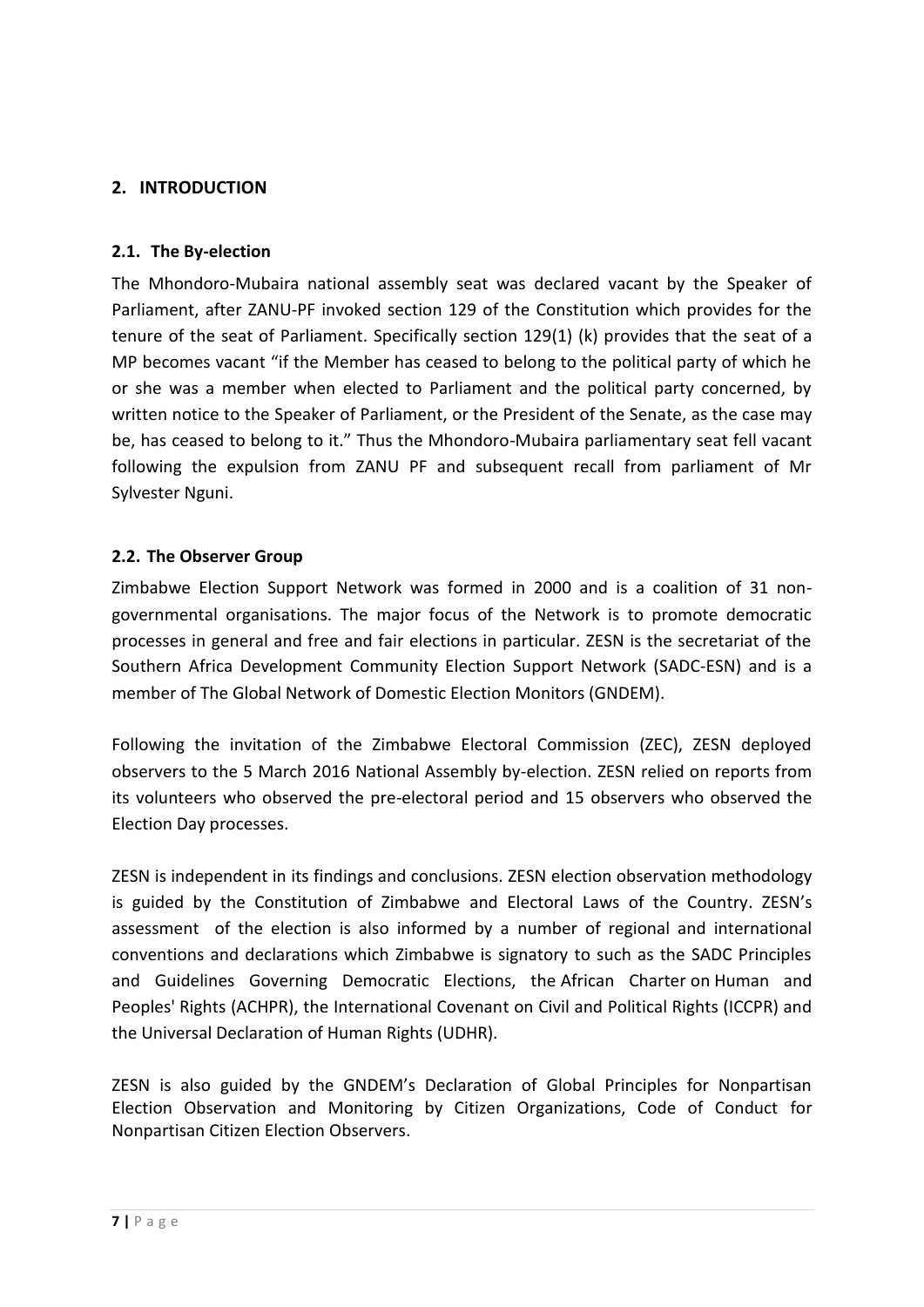## 2. INTRODUCTION

### 2.1. The By-election

The Mhondoro-Mubaira national assembly seat was declared vacant by the Speaker of Parliament, after ZANU-PF invoked section 129 of the Constitution which provides for the tenure of the seat of Parliament. Specifically section 129(1) (k) provides that the seat of a MP becomes vacant "if the Member has ceased to belong to the political party of which he or she was a member when elected to Parliament and the political party concerned, by written notice to the Speaker of Parliament, or the President of the Senate, as the case may be, has ceased to belong to it." Thus the Mhondoro-Mubaira parliamentary seat fell vacant following the expulsion from ZANU PF and subsequent recall from parliament of Mr Sylvester Nguni.

### 2.2. The Observer Group

Zimbabwe Election Support Network was formed in 2000 and is a coalition of 31 non-governmental organisations. The major focus of the Network is to promote democratic processes in general and free and fair elections in particular. ZESN is the secretariat of the Southern Africa Development Community Election Support Network (SADC-ESN) and is a member of The Global Network of Domestic Election Monitors (GNDEM).

Following the invitation of the Zimbabwe Electoral Commission (ZEC), ZESN deployed observers to the 5 March 2016 National Assembly by-election. ZESN relied on reports from its volunteers who observed the pre-electoral period and 15 observers who observed the Election Day processes.

ZESN is independent in its findings and conclusions. ZESN election observation methodology is guided by the Constitution of Zimbabwe and Electoral Laws of the Country. ZESN's assessment of the election is also informed by a number of regional and international conventions and declarations which Zimbabwe is signatory to such as the SADC Principles and Guidelines Governing Democratic Elections, the African Charter on Human and Peoples' Rights (ACHPR), the International Covenant on Civil and Political Rights (ICCPR) and the Universal Declaration of Human Rights (UDHR).

ZESN is also guided by the GNDEM's Declaration of Global Principles for Nonpartisan Election Observation and Monitoring by Citizen Organizations, Code of Conduct for Nonpartisan Citizen Election Observers.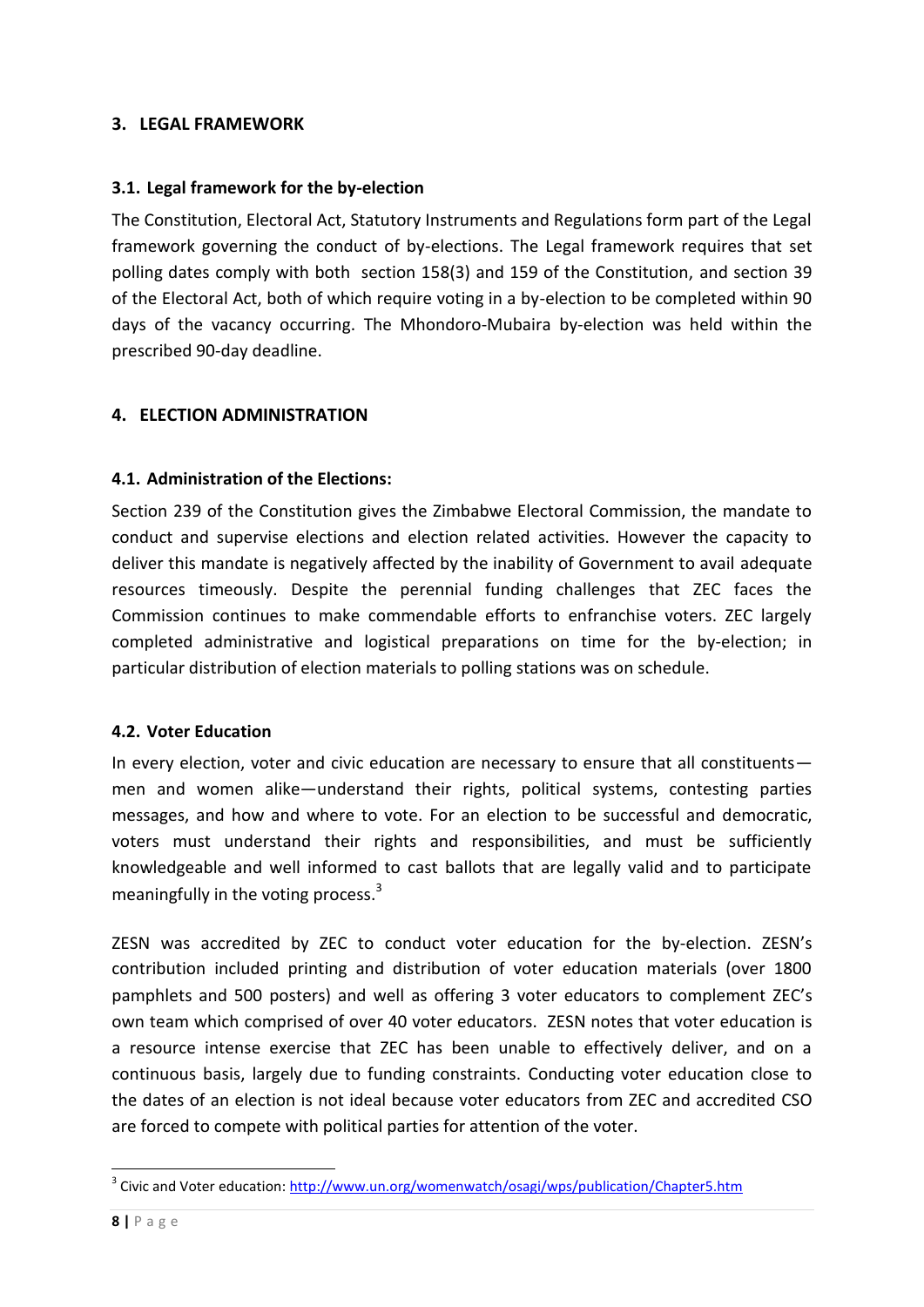## 3. LEGAL FRAMEWORK

### 3.1. Legal framework for the by-election

The Constitution, Electoral Act, Statutory Instruments and Regulations form part of the Legal framework governing the conduct of by-elections. The Legal framework requires that set polling dates comply with both section 158(3) and 159 of the Constitution, and section 39 of the Electoral Act, both of which require voting in a by-election to be completed within 90 days of the vacancy occurring. The Mhondoro-Mubaira by-election was held within the prescribed 90-day deadline.

## 4. ELECTION ADMINISTRATION

### 4.1. Administration of the Elections:

Section 239 of the Constitution gives the Zimbabwe Electoral Commission, the mandate to conduct and supervise elections and election related activities. However the capacity to deliver this mandate is negatively affected by the inability of Government to avail adequate resources timeously. Despite the perennial funding challenges that ZEC faces the Commission continues to make commendable efforts to enfranchise voters. ZEC largely completed administrative and logistical preparations on time for the by-election; in particular distribution of election materials to polling stations was on schedule.

### 4.2. Voter Education

In every election, voter and civic education are necessary to ensure that all constituents—men and women alike—understand their rights, political systems, contesting parties messages, and how and where to vote. For an election to be successful and democratic, voters must understand their rights and responsibilities, and must be sufficiently knowledgeable and well informed to cast ballots that are legally valid and to participate meaningfully in the voting process.[3]

ZESN was accredited by ZEC to conduct voter education for the by-election. ZESN's contribution included printing and distribution of voter education materials (over 1800 pamphlets and 500 posters) and well as offering 3 voter educators to complement ZEC's own team which comprised of over 40 voter educators. ZESN notes that voter education is a resource intense exercise that ZEC has been unable to effectively deliver, and on a continuous basis, largely due to funding constraints. Conducting voter education close to the dates of an election is not ideal because voter educators from ZEC and accredited CSO are forced to compete with political parties for attention of the voter.

[3] Civic and Voter education: http://www.un.org/womenwatch/osagi/wps/publication/Chapter5.htm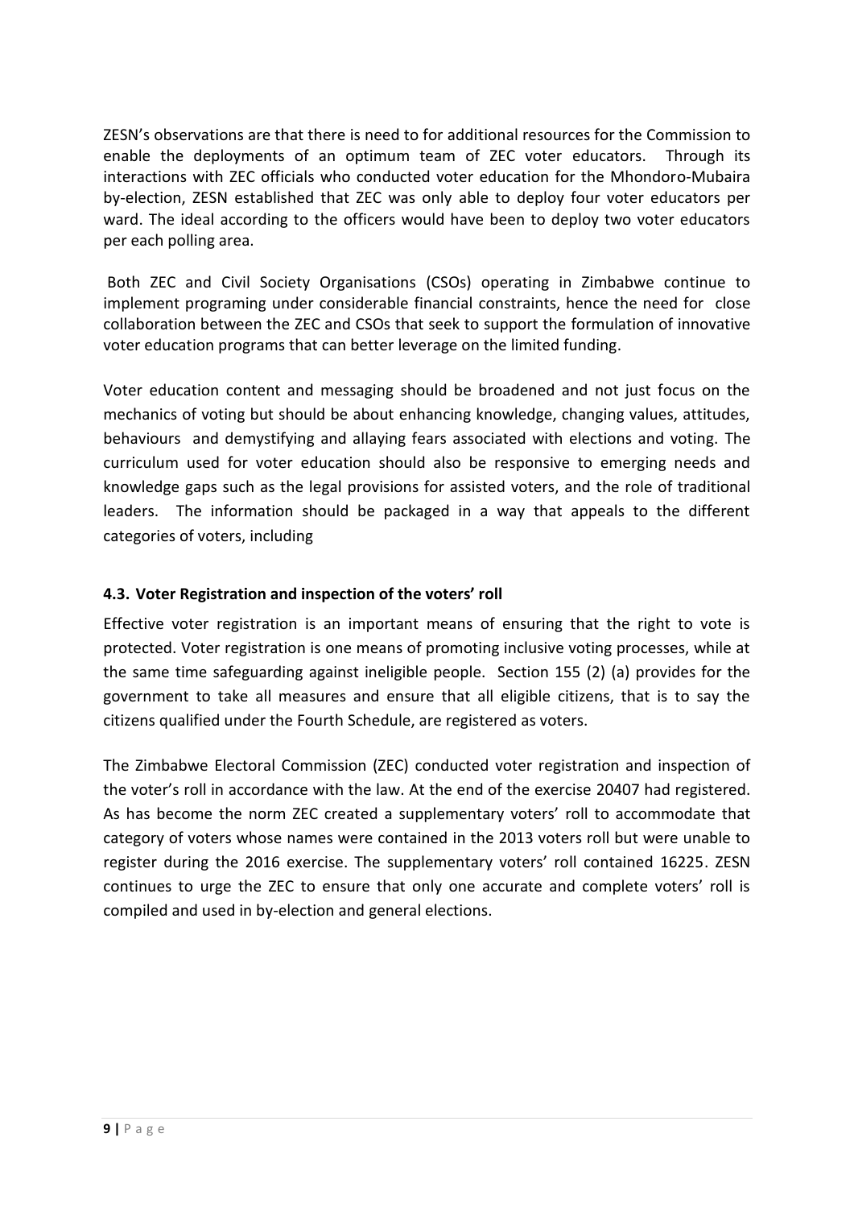ZESN's observations are that there is need to for additional resources for the Commission to enable the deployments of an optimum team of ZEC voter educators. Through its interactions with ZEC officials who conducted voter education for the Mhondoro-Mubaira by-election, ZESN established that ZEC was only able to deploy four voter educators per ward. The ideal according to the officers would have been to deploy two voter educators per each polling area.

Both ZEC and Civil Society Organisations (CSOs) operating in Zimbabwe continue to implement programing under considerable financial constraints, hence the need for close collaboration between the ZEC and CSOs that seek to support the formulation of innovative voter education programs that can better leverage on the limited funding.

Voter education content and messaging should be broadened and not just focus on the mechanics of voting but should be about enhancing knowledge, changing values, attitudes, behaviours and demystifying and allaying fears associated with elections and voting. The curriculum used for voter education should also be responsive to emerging needs and knowledge gaps such as the legal provisions for assisted voters, and the role of traditional leaders. The information should be packaged in a way that appeals to the different categories of voters, including

### 4.3. Voter Registration and inspection of the voters' roll

Effective voter registration is an important means of ensuring that the right to vote is protected. Voter registration is one means of promoting inclusive voting processes, while at the same time safeguarding against ineligible people. Section 155 (2) (a) provides for the government to take all measures and ensure that all eligible citizens, that is to say the citizens qualified under the Fourth Schedule, are registered as voters.

The Zimbabwe Electoral Commission (ZEC) conducted voter registration and inspection of the voter's roll in accordance with the law. At the end of the exercise 20407 had registered. As has become the norm ZEC created a supplementary voters' roll to accommodate that category of voters whose names were contained in the 2013 voters roll but were unable to register during the 2016 exercise. The supplementary voters' roll contained 16225. ZESN continues to urge the ZEC to ensure that only one accurate and complete voters' roll is compiled and used in by-election and general elections.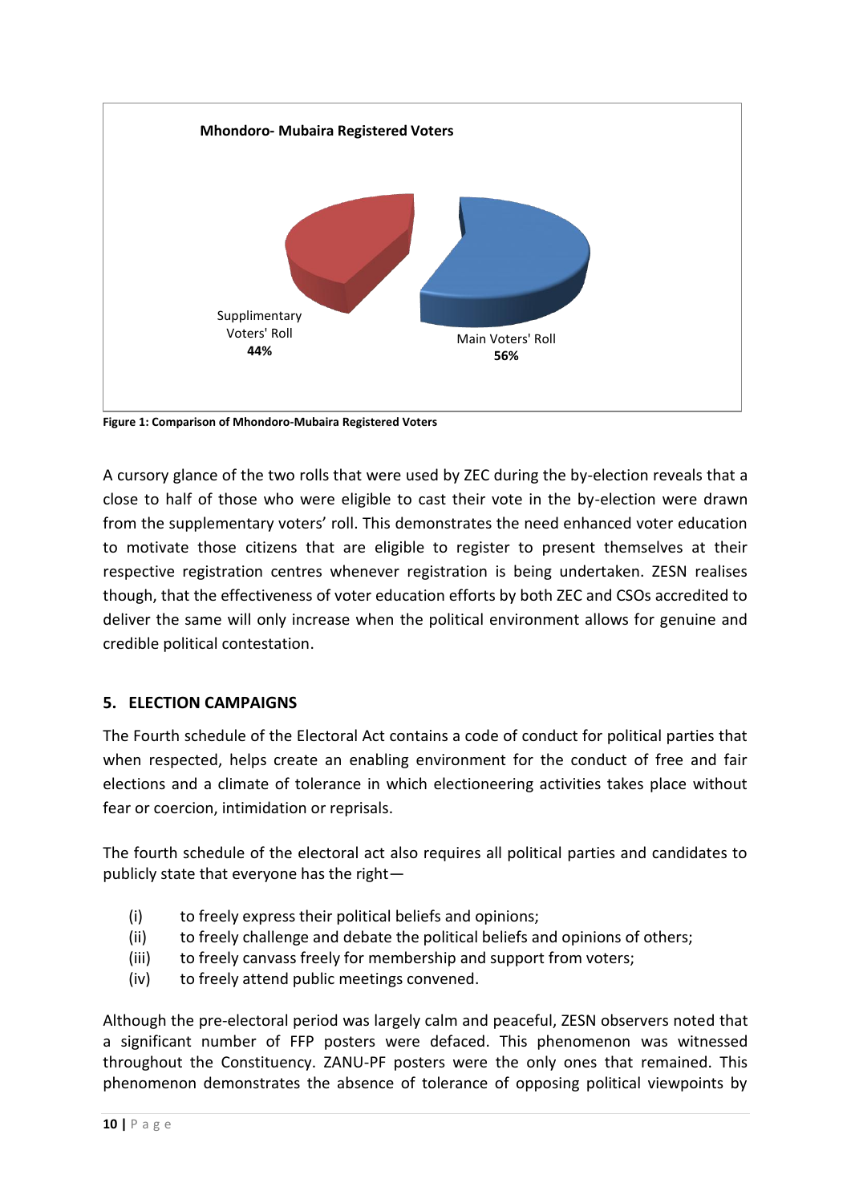**Mhondoro- Mubaira Registered Voters**

Supplimentary Voters' Roll **44%**

Main Voters' Roll **56%**

**Figure 1: Comparison of Mhondoro-Mubaira Registered Voters**

A cursory glance of the two rolls that were used by ZEC during the by-election reveals that a close to half of those who were eligible to cast their vote in the by-election were drawn from the supplementary voters' roll. This demonstrates the need enhanced voter education to motivate those citizens that are eligible to register to present themselves at their respective registration centres whenever registration is being undertaken. ZESN realises though, that the effectiveness of voter education efforts by both ZEC and CSOs accredited to deliver the same will only increase when the political environment allows for genuine and credible political contestation.

## 5. ELECTION CAMPAIGNS

The Fourth schedule of the Electoral Act contains a code of conduct for political parties that when respected, helps create an enabling environment for the conduct of free and fair elections and a climate of tolerance in which electioneering activities takes place without fear or coercion, intimidation or reprisals.

The fourth schedule of the electoral act also requires all political parties and candidates to publicly state that everyone has the right—

- (i) to freely express their political beliefs and opinions;
- (ii) to freely challenge and debate the political beliefs and opinions of others;
- (iii) to freely canvass freely for membership and support from voters;
- (iv) to freely attend public meetings convened.

Although the pre-electoral period was largely calm and peaceful, ZESN observers noted that a significant number of FFP posters were defaced. This phenomenon was witnessed throughout the Constituency. ZANU-PF posters were the only ones that remained. This phenomenon demonstrates the absence of tolerance of opposing political viewpoints by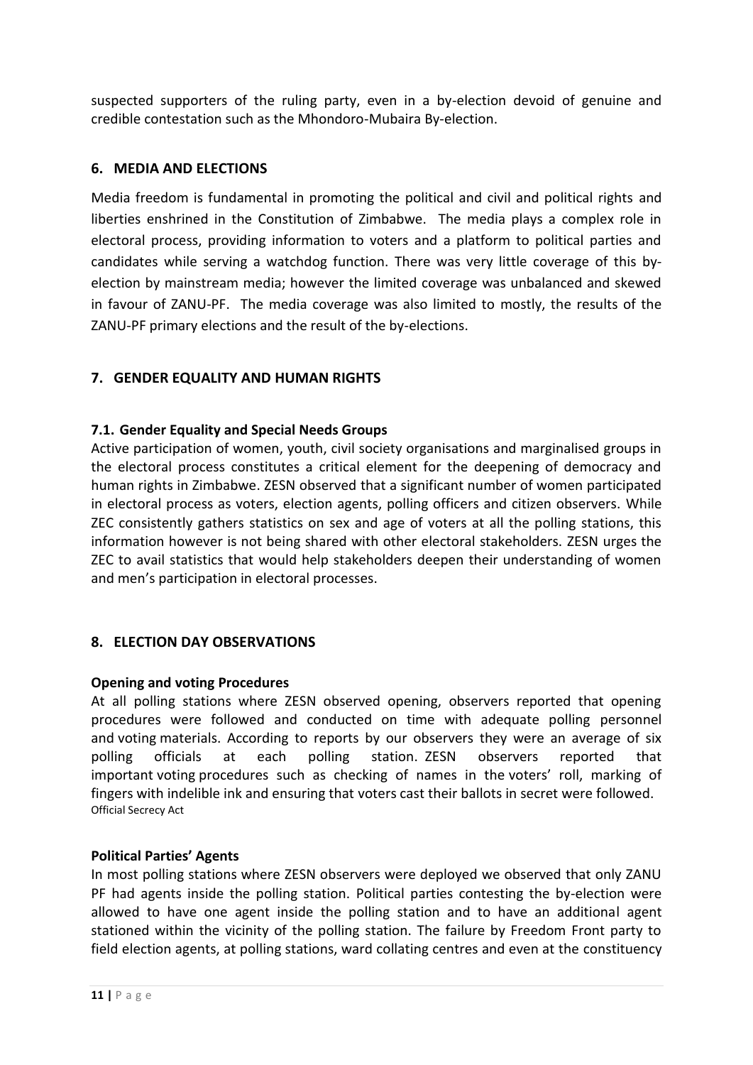suspected supporters of the ruling party, even in a by-election devoid of genuine and credible contestation such as the Mhondoro-Mubaira By-election.

## 6. MEDIA AND ELECTIONS

Media freedom is fundamental in promoting the political and civil and political rights and liberties enshrined in the Constitution of Zimbabwe. The media plays a complex role in electoral process, providing information to voters and a platform to political parties and candidates while serving a watchdog function. There was very little coverage of this by-election by mainstream media; however the limited coverage was unbalanced and skewed in favour of ZANU-PF. The media coverage was also limited to mostly, the results of the ZANU-PF primary elections and the result of the by-elections.

## 7. GENDER EQUALITY AND HUMAN RIGHTS

### 7.1. Gender Equality and Special Needs Groups

Active participation of women, youth, civil society organisations and marginalised groups in the electoral process constitutes a critical element for the deepening of democracy and human rights in Zimbabwe. ZESN observed that a significant number of women participated in electoral process as voters, election agents, polling officers and citizen observers. While ZEC consistently gathers statistics on sex and age of voters at all the polling stations, this information however is not being shared with other electoral stakeholders. ZESN urges the ZEC to avail statistics that would help stakeholders deepen their understanding of women and men's participation in electoral processes.

## 8. ELECTION DAY OBSERVATIONS

**Opening and voting Procedures**

At all polling stations where ZESN observed opening, observers reported that opening procedures were followed and conducted on time with adequate polling personnel and voting materials. According to reports by our observers they were an average of six polling officials at each polling station. ZESN observers reported that important voting procedures such as checking of names in the voters' roll, marking of fingers with indelible ink and ensuring that voters cast their ballots in secret were followed.

Official Secrecy Act

**Political Parties' Agents**

In most polling stations where ZESN observers were deployed we observed that only ZANU PF had agents inside the polling station. Political parties contesting the by-election were allowed to have one agent inside the polling station and to have an additional agent stationed within the vicinity of the polling station. The failure by Freedom Front party to field election agents, at polling stations, ward collating centres and even at the constituency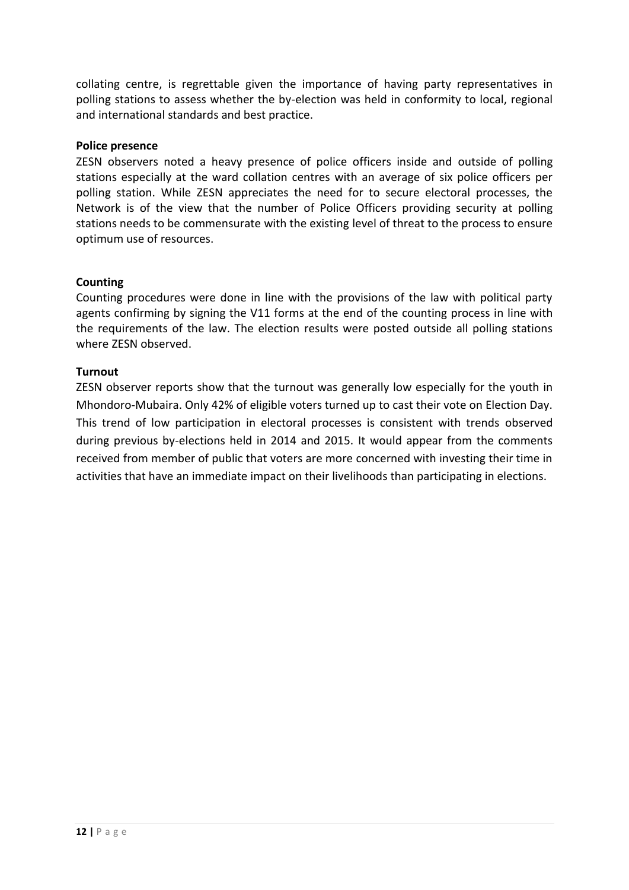collating centre, is regrettable given the importance of having party representatives in polling stations to assess whether the by-election was held in conformity to local, regional and international standards and best practice.

**Police presence**

ZESN observers noted a heavy presence of police officers inside and outside of polling stations especially at the ward collation centres with an average of six police officers per polling station. While ZESN appreciates the need for to secure electoral processes, the Network is of the view that the number of Police Officers providing security at polling stations needs to be commensurate with the existing level of threat to the process to ensure optimum use of resources.

**Counting**

Counting procedures were done in line with the provisions of the law with political party agents confirming by signing the V11 forms at the end of the counting process in line with the requirements of the law. The election results were posted outside all polling stations where ZESN observed.

**Turnout**

ZESN observer reports show that the turnout was generally low especially for the youth in Mhondoro-Mubaira. Only 42% of eligible voters turned up to cast their vote on Election Day. This trend of low participation in electoral processes is consistent with trends observed during previous by-elections held in 2014 and 2015. It would appear from the comments received from member of public that voters are more concerned with investing their time in activities that have an immediate impact on their livelihoods than participating in elections.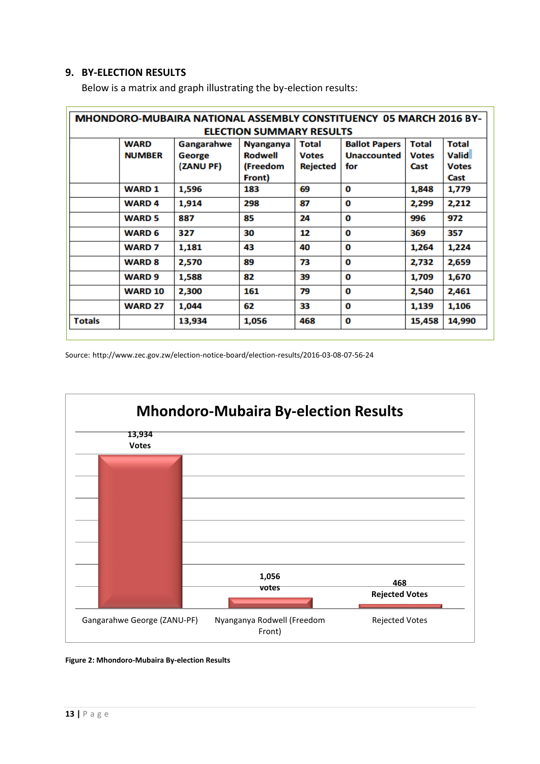## 9. BY-ELECTION RESULTS

Below is a matrix and graph illustrating the by-election results:

| MHONDORO-MUBAIRA NATIONAL ASSEMBLY CONSTITUENCY 05 MARCH 2016 BY-ELECTION SUMMARY RESULTS | | | | | | | |
|---|---|---|---|---|---|---|---|
| | **WARD NUMBER** | **Gangarahwe George (ZANU PF)** | **Nyanganya Rodwell (Freedom Front)** | **Total Votes Rejected** | **Ballot Papers Unaccounted for** | **Total Votes Cast** | **Total Valid Votes Cast** |
| | WARD 1 | 1,596 | 183 | 69 | 0 | 1,848 | 1,779 |
| | WARD 4 | 1,914 | 298 | 87 | 0 | 2,299 | 2,212 |
| | WARD 5 | 887 | 85 | 24 | 0 | 996 | 972 |
| | WARD 6 | 327 | 30 | 12 | 0 | 369 | 357 |
| | WARD 7 | 1,181 | 43 | 40 | 0 | 1,264 | 1,224 |
| | WARD 8 | 2,570 | 89 | 73 | 0 | 2,732 | 2,659 |
| | WARD 9 | 1,588 | 82 | 39 | 0 | 1,709 | 1,670 |
| | WARD 10 | 2,300 | 161 | 79 | 0 | 2,540 | 2,461 |
| | WARD 27 | 1,044 | 62 | 33 | 0 | 1,139 | 1,106 |
| **Totals** | | **13,934** | **1,056** | **468** | **0** | **15,458** | **14,990** |

Source: http://www.zec.gov.zw/election-notice-board/election-results/2016-03-08-07-56-24

**Mhondoro-Mubaira By-election Results**

| Gangarahwe George (ZANU-PF) | Nyanganya Rodwell (Freedom Front) | Rejected Votes |
|---|---|---|
| 13,934 Votes | 1,056 votes | 468 Rejected Votes |

**Figure 2: Mhondoro-Mubaira By-election Results**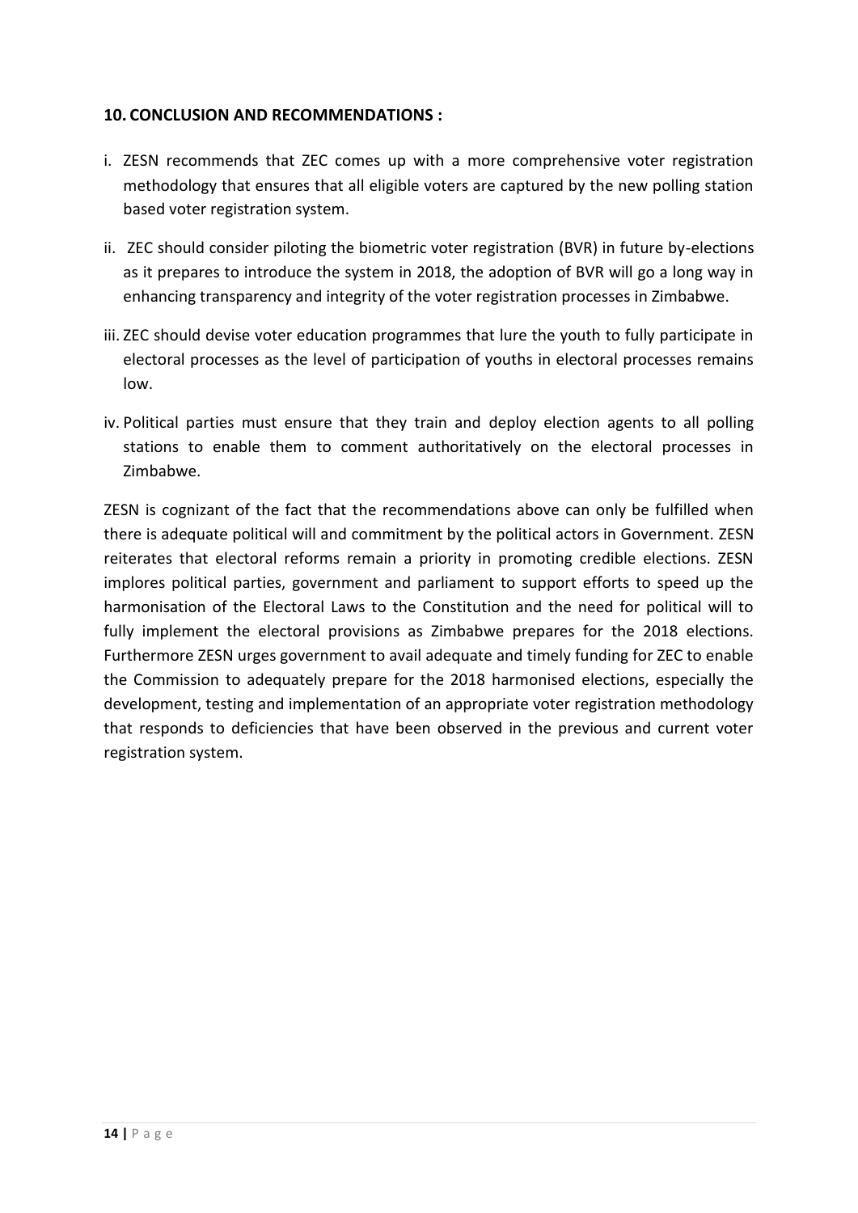## 10. CONCLUSION AND RECOMMENDATIONS :

i. ZESN recommends that ZEC comes up with a more comprehensive voter registration methodology that ensures that all eligible voters are captured by the new polling station based voter registration system.

ii. ZEC should consider piloting the biometric voter registration (BVR) in future by-elections as it prepares to introduce the system in 2018, the adoption of BVR will go a long way in enhancing transparency and integrity of the voter registration processes in Zimbabwe.

iii. ZEC should devise voter education programmes that lure the youth to fully participate in electoral processes as the level of participation of youths in electoral processes remains low.

iv. Political parties must ensure that they train and deploy election agents to all polling stations to enable them to comment authoritatively on the electoral processes in Zimbabwe.

ZESN is cognizant of the fact that the recommendations above can only be fulfilled when there is adequate political will and commitment by the political actors in Government. ZESN reiterates that electoral reforms remain a priority in promoting credible elections. ZESN implores political parties, government and parliament to support efforts to speed up the harmonisation of the Electoral Laws to the Constitution and the need for political will to fully implement the electoral provisions as Zimbabwe prepares for the 2018 elections. Furthermore ZESN urges government to avail adequate and timely funding for ZEC to enable the Commission to adequately prepare for the 2018 harmonised elections, especially the development, testing and implementation of an appropriate voter registration methodology that responds to deficiencies that have been observed in the previous and current voter registration system.